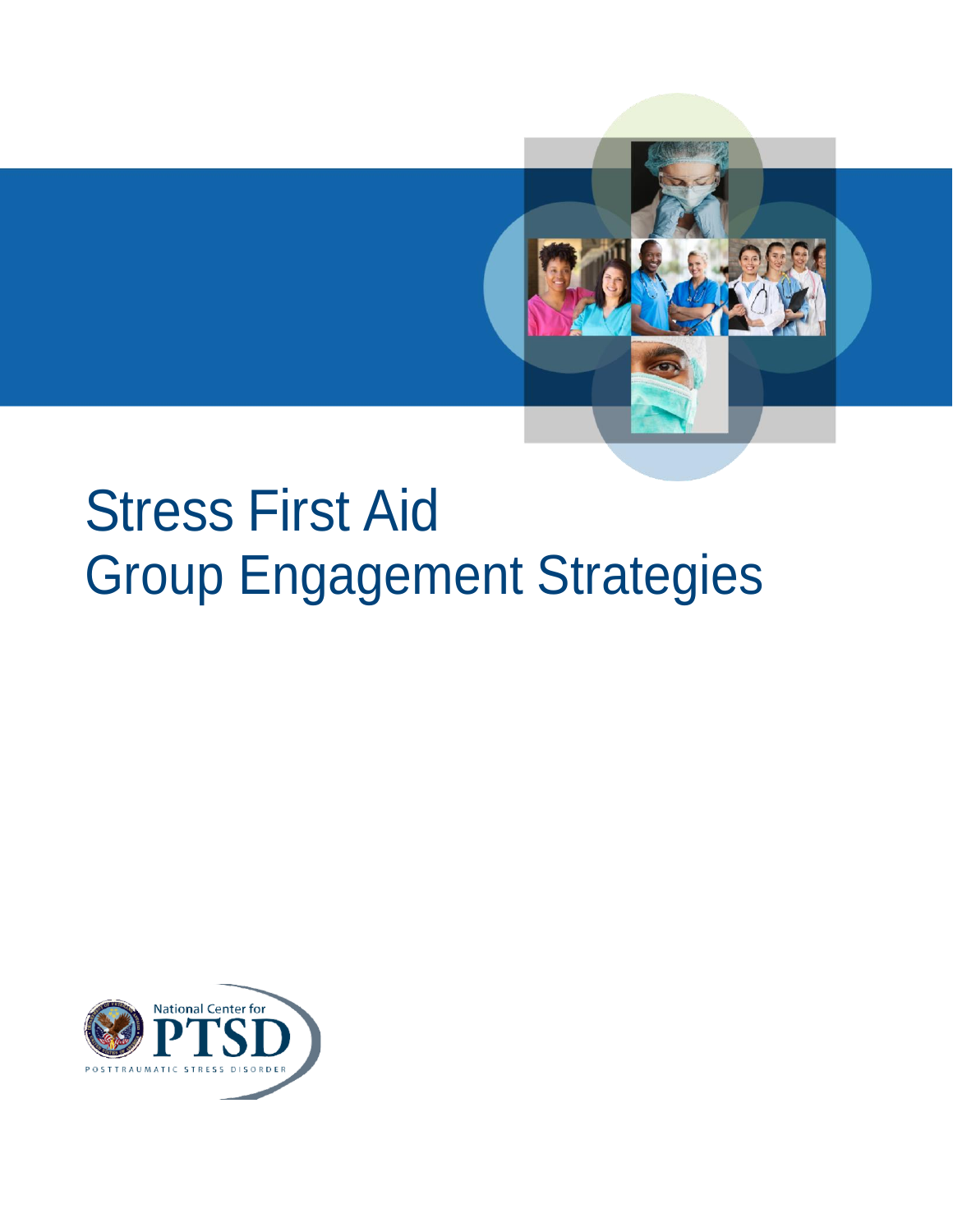# Stress First Aid
# Group Engagement Strategies

National Center for PTSD

POSTTRAUMATIC STRESS DISORDER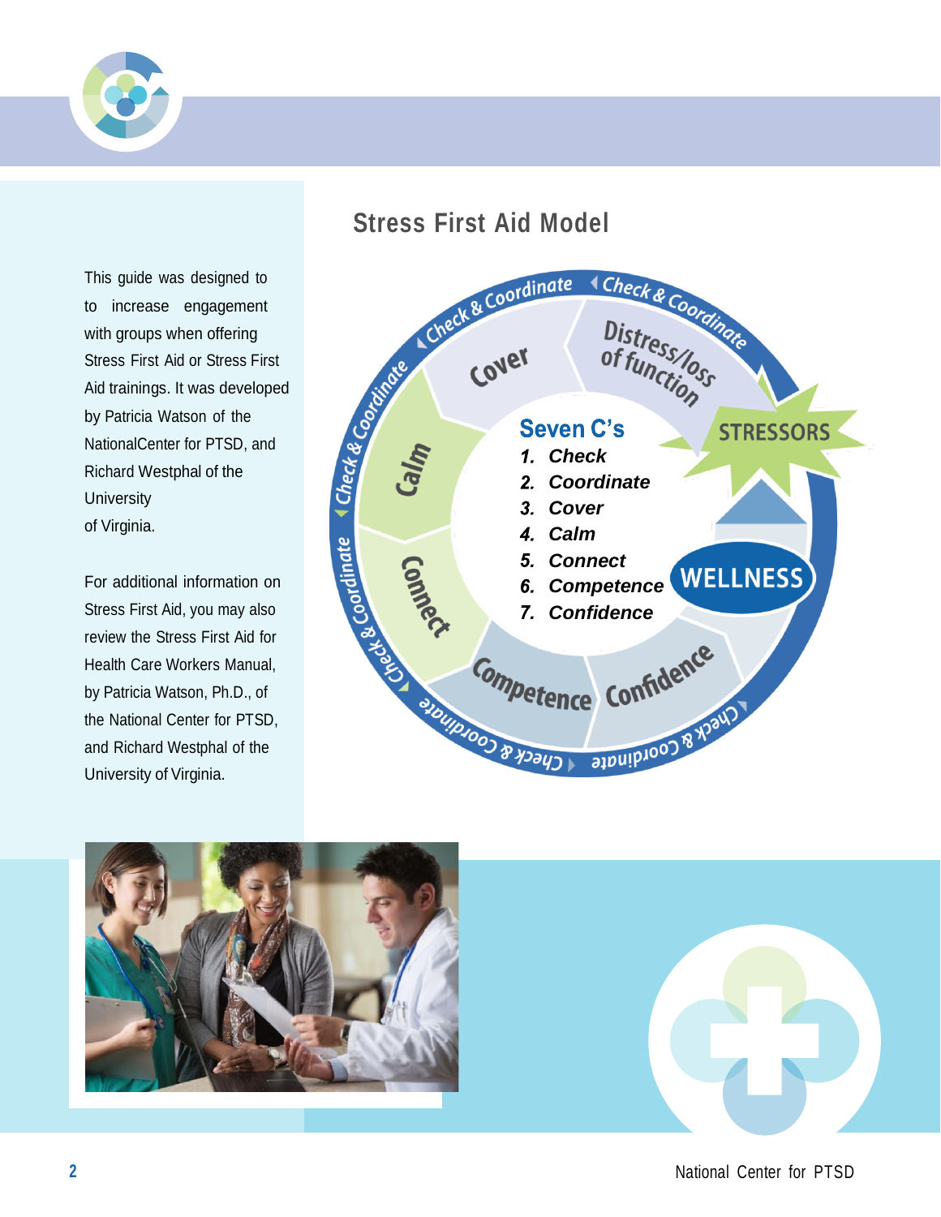This guide was designed to to increase engagement with groups when offering Stress First Aid or Stress First Aid trainings. It was developed by Patricia Watson of the NationalCenter for PTSD, and Richard Westphal of the University of Virginia.

For additional information on Stress First Aid, you may also review the Stress First Aid for Health Care Workers Manual, by Patricia Watson, Ph.D., of the National Center for PTSD, and Richard Westphal of the University of Virginia.

## Stress First Aid Model

**Seven C's**

1. *Check*
2. *Coordinate*
3. *Cover*
4. *Calm*
5. *Connect*
6. *Competence*
7. *Confidence*

Check & Coordinate · Cover · Calm · Connect · Competence · Confidence · Distress/loss of function · STRESSORS · WELLNESS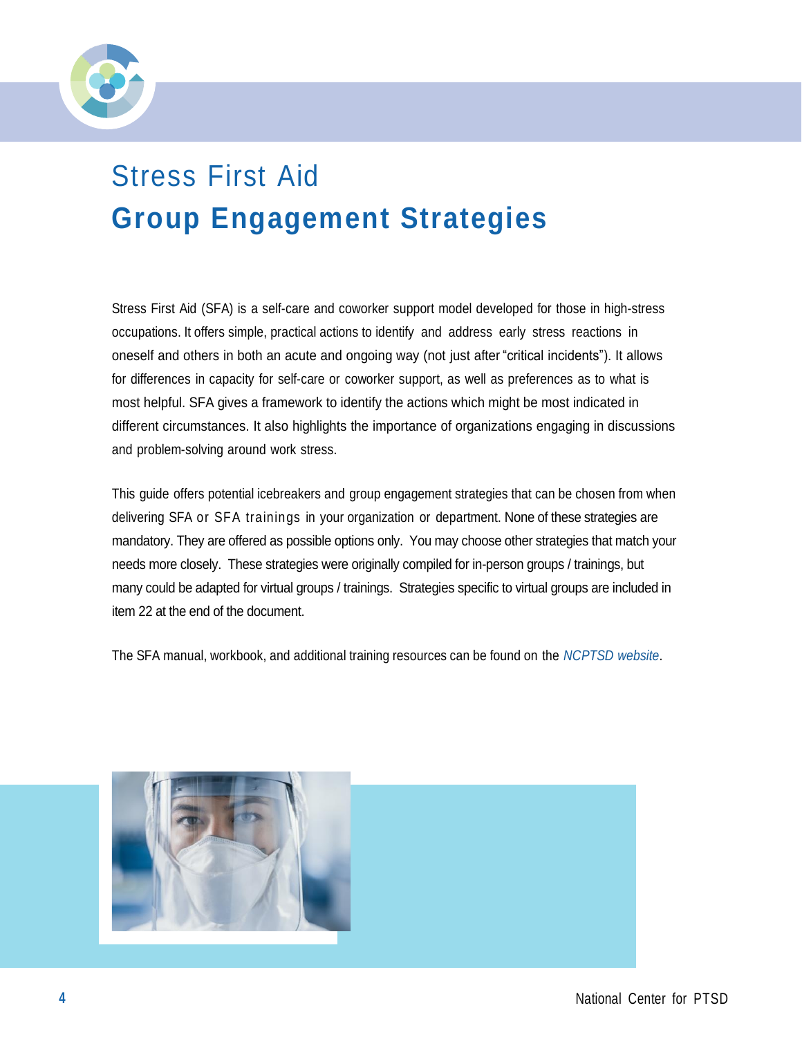# Stress First Aid

## Group Engagement Strategies

Stress First Aid (SFA) is a self-care and coworker support model developed for those in high-stress occupations. It offers simple, practical actions to identify and address early stress reactions in oneself and others in both an acute and ongoing way (not just after "critical incidents"). It allows for differences in capacity for self-care or coworker support, as well as preferences as to what is most helpful. SFA gives a framework to identify the actions which might be most indicated in different circumstances. It also highlights the importance of organizations engaging in discussions and problem-solving around work stress.

This guide offers potential icebreakers and group engagement strategies that can be chosen from when delivering SFA or SFA trainings in your organization or department. None of these strategies are mandatory. They are offered as possible options only. You may choose other strategies that match your needs more closely. These strategies were originally compiled for in-person groups / trainings, but many could be adapted for virtual groups / trainings. Strategies specific to virtual groups are included in item 22 at the end of the document.

The SFA manual, workbook, and additional training resources can be found on the *NCPTSD website*.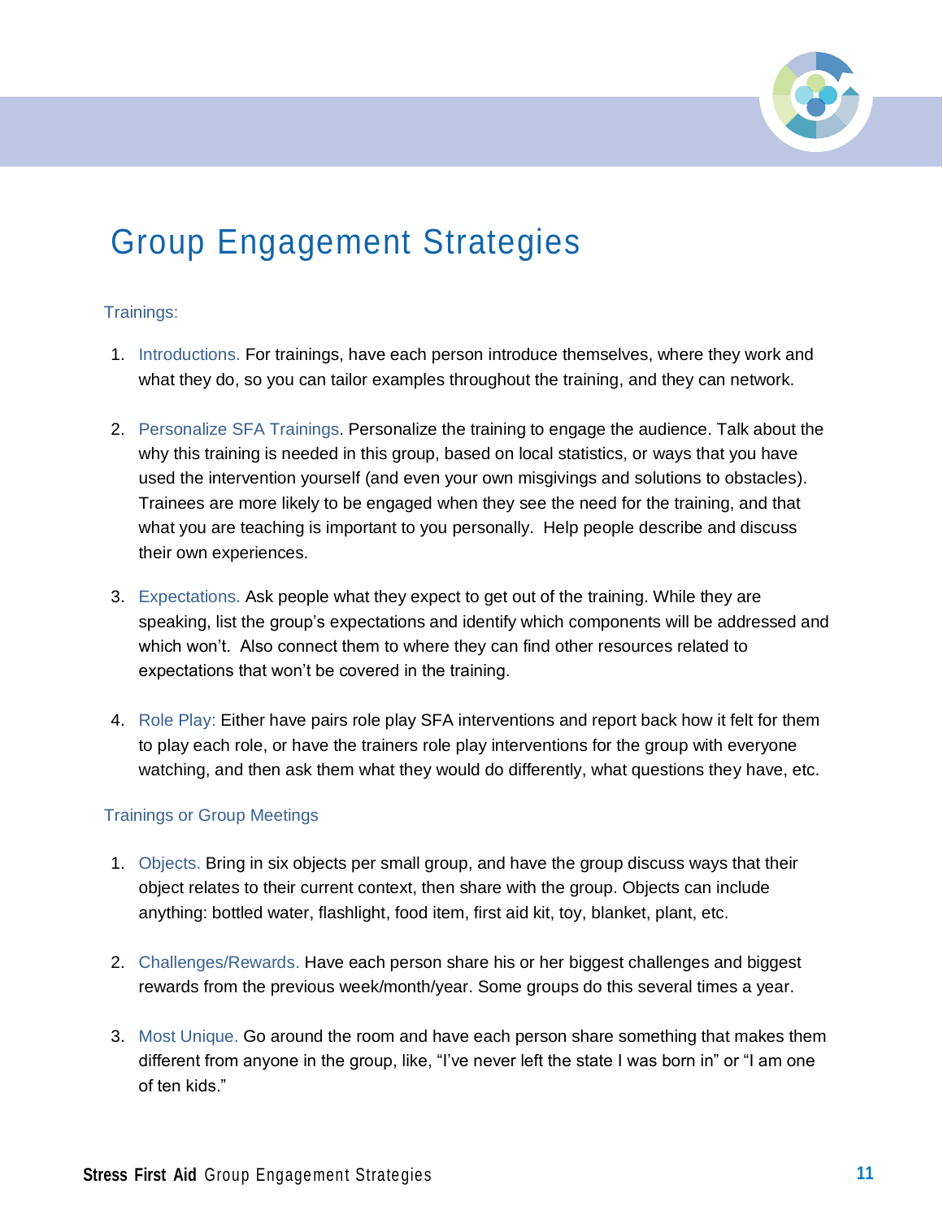# Group Engagement Strategies

## Trainings:

1. Introductions. For trainings, have each person introduce themselves, where they work and what they do, so you can tailor examples throughout the training, and they can network.

2. Personalize SFA Trainings. Personalize the training to engage the audience. Talk about the why this training is needed in this group, based on local statistics, or ways that you have used the intervention yourself (and even your own misgivings and solutions to obstacles). Trainees are more likely to be engaged when they see the need for the training, and that what you are teaching is important to you personally. Help people describe and discuss their own experiences.

3. Expectations. Ask people what they expect to get out of the training. While they are speaking, list the group's expectations and identify which components will be addressed and which won't. Also connect them to where they can find other resources related to expectations that won't be covered in the training.

4. Role Play: Either have pairs role play SFA interventions and report back how it felt for them to play each role, or have the trainers role play interventions for the group with everyone watching, and then ask them what they would do differently, what questions they have, etc.

## Trainings or Group Meetings

1. Objects. Bring in six objects per small group, and have the group discuss ways that their object relates to their current context, then share with the group. Objects can include anything: bottled water, flashlight, food item, first aid kit, toy, blanket, plant, etc.

2. Challenges/Rewards. Have each person share his or her biggest challenges and biggest rewards from the previous week/month/year. Some groups do this several times a year.

3. Most Unique. Go around the room and have each person share something that makes them different from anyone in the group, like, "I've never left the state I was born in" or "I am one of ten kids."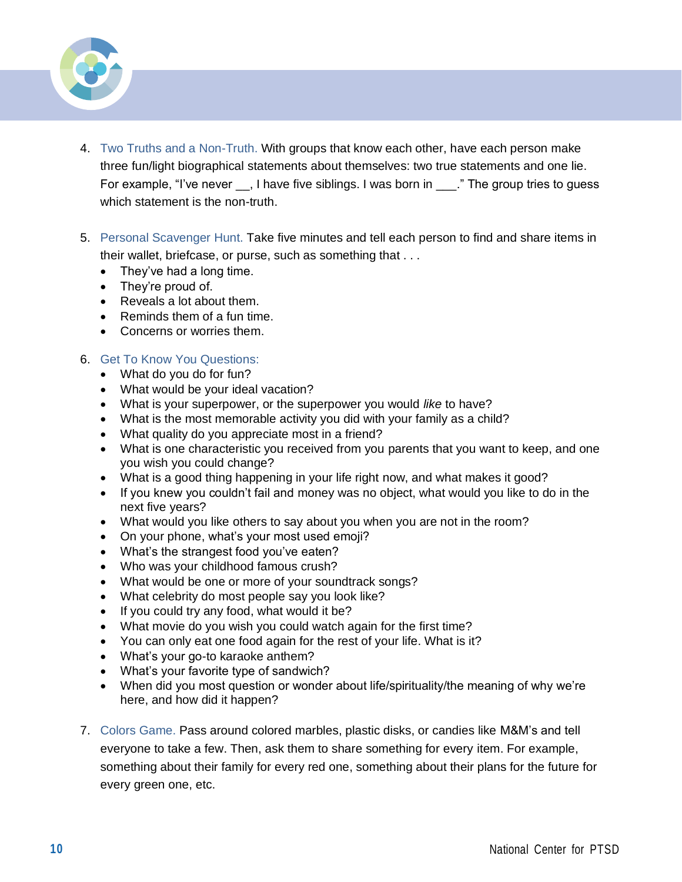4. Two Truths and a Non-Truth. With groups that know each other, have each person make three fun/light biographical statements about themselves: two true statements and one lie. For example, "I've never __, I have five siblings. I was born in ___." The group tries to guess which statement is the non-truth.

5. Personal Scavenger Hunt. Take five minutes and tell each person to find and share items in their wallet, briefcase, or purse, such as something that . . .
   - They've had a long time.
   - They're proud of.
   - Reveals a lot about them.
   - Reminds them of a fun time.
   - Concerns or worries them.

6. Get To Know You Questions:
   - What do you do for fun?
   - What would be your ideal vacation?
   - What is your superpower, or the superpower you would *like* to have?
   - What is the most memorable activity you did with your family as a child?
   - What quality do you appreciate most in a friend?
   - What is one characteristic you received from you parents that you want to keep, and one you wish you could change?
   - What is a good thing happening in your life right now, and what makes it good?
   - If you knew you couldn't fail and money was no object, what would you like to do in the next five years?
   - What would you like others to say about you when you are not in the room?
   - On your phone, what's your most used emoji?
   - What's the strangest food you've eaten?
   - Who was your childhood famous crush?
   - What would be one or more of your soundtrack songs?
   - What celebrity do most people say you look like?
   - If you could try any food, what would it be?
   - What movie do you wish you could watch again for the first time?
   - You can only eat one food again for the rest of your life. What is it?
   - What's your go-to karaoke anthem?
   - What's your favorite type of sandwich?
   - When did you most question or wonder about life/spirituality/the meaning of why we're here, and how did it happen?

7. Colors Game. Pass around colored marbles, plastic disks, or candies like M&M's and tell everyone to take a few. Then, ask them to share something for every item. For example, something about their family for every red one, something about their plans for the future for every green one, etc.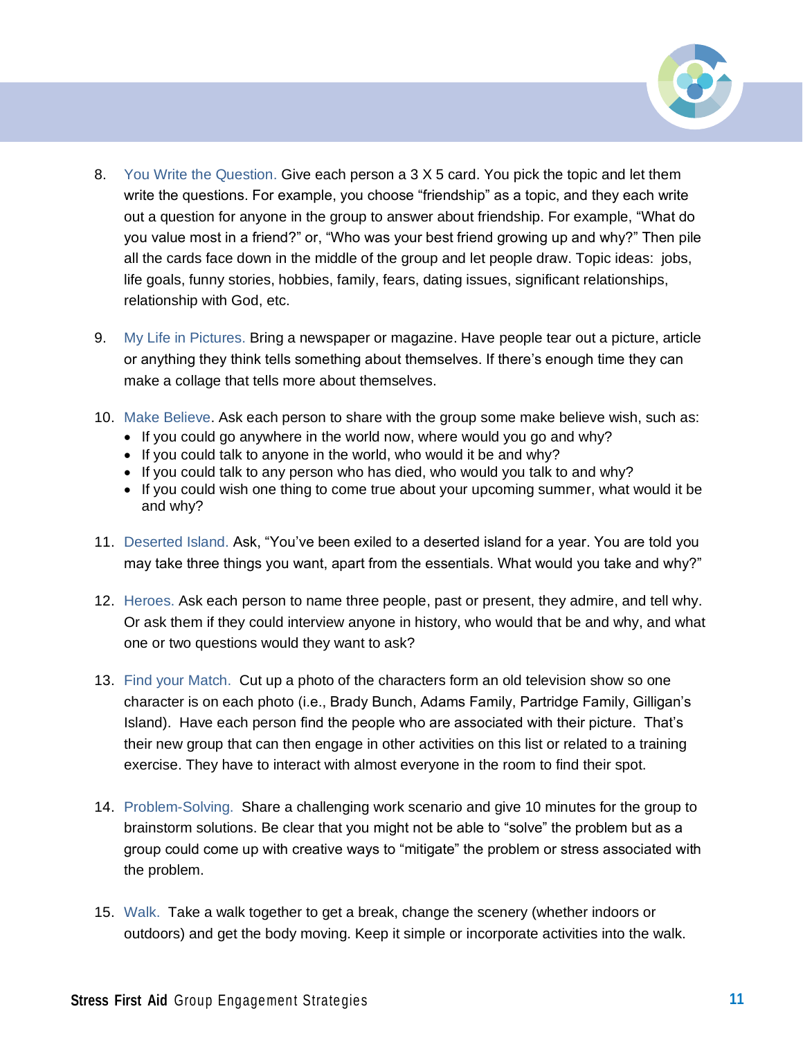8. You Write the Question. Give each person a 3 X 5 card. You pick the topic and let them write the questions. For example, you choose “friendship” as a topic, and they each write out a question for anyone in the group to answer about friendship. For example, “What do you value most in a friend?” or, “Who was your best friend growing up and why?” Then pile all the cards face down in the middle of the group and let people draw. Topic ideas: jobs, life goals, funny stories, hobbies, family, fears, dating issues, significant relationships, relationship with God, etc.

9. My Life in Pictures. Bring a newspaper or magazine. Have people tear out a picture, article or anything they think tells something about themselves. If there’s enough time they can make a collage that tells more about themselves.

10. Make Believe. Ask each person to share with the group some make believe wish, such as:
    - If you could go anywhere in the world now, where would you go and why?
    - If you could talk to anyone in the world, who would it be and why?
    - If you could talk to any person who has died, who would you talk to and why?
    - If you could wish one thing to come true about your upcoming summer, what would it be and why?

11. Deserted Island. Ask, “You’ve been exiled to a deserted island for a year. You are told you may take three things you want, apart from the essentials. What would you take and why?”

12. Heroes. Ask each person to name three people, past or present, they admire, and tell why. Or ask them if they could interview anyone in history, who would that be and why, and what one or two questions would they want to ask?

13. Find your Match. Cut up a photo of the characters form an old television show so one character is on each photo (i.e., Brady Bunch, Adams Family, Partridge Family, Gilligan’s Island). Have each person find the people who are associated with their picture. That’s their new group that can then engage in other activities on this list or related to a training exercise. They have to interact with almost everyone in the room to find their spot.

14. Problem-Solving. Share a challenging work scenario and give 10 minutes for the group to brainstorm solutions. Be clear that you might not be able to “solve” the problem but as a group could come up with creative ways to “mitigate” the problem or stress associated with the problem.

15. Walk. Take a walk together to get a break, change the scenery (whether indoors or outdoors) and get the body moving. Keep it simple or incorporate activities into the walk.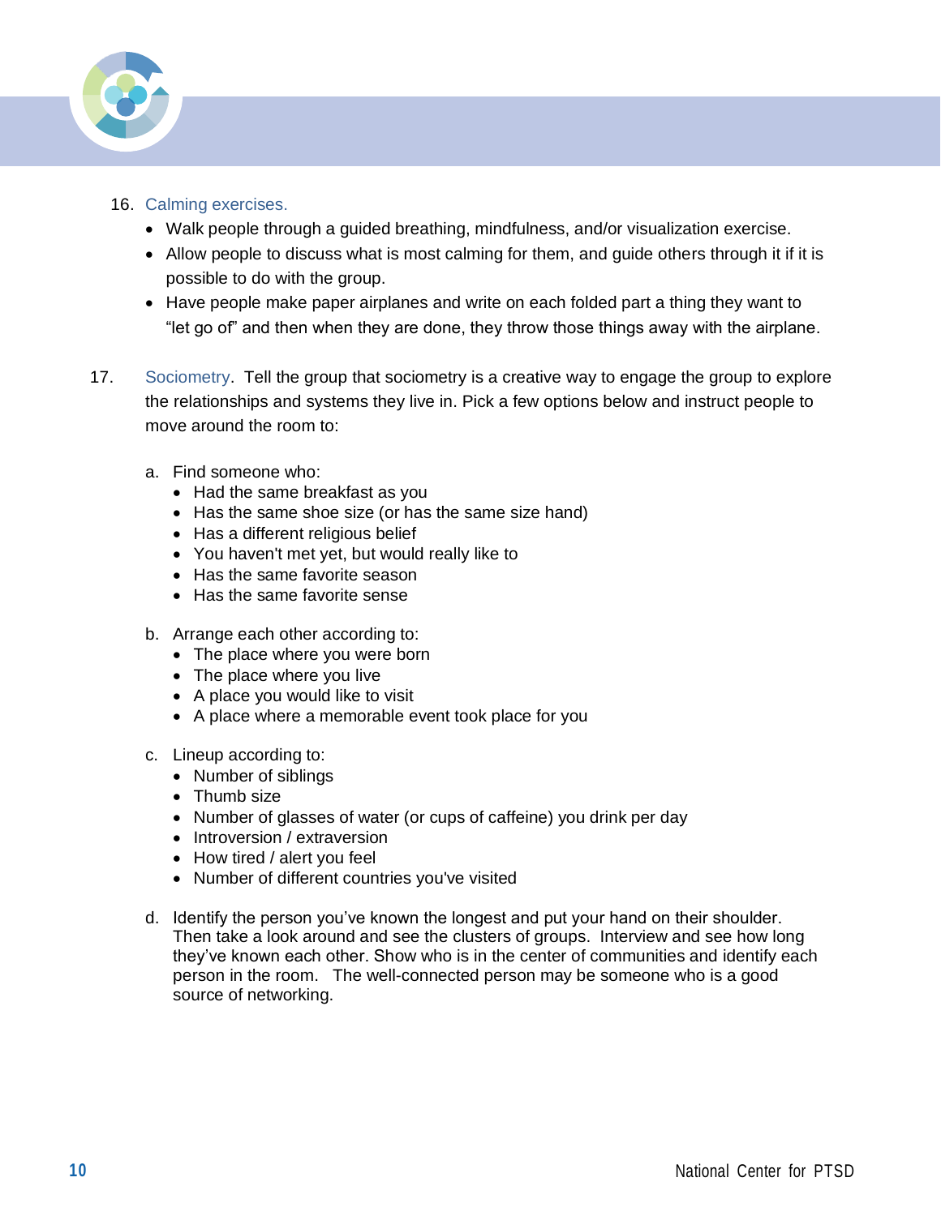16. Calming exercises.
    - Walk people through a guided breathing, mindfulness, and/or visualization exercise.
    - Allow people to discuss what is most calming for them, and guide others through it if it is possible to do with the group.
    - Have people make paper airplanes and write on each folded part a thing they want to "let go of" and then when they are done, they throw those things away with the airplane.

17. Sociometry. Tell the group that sociometry is a creative way to engage the group to explore the relationships and systems they live in. Pick a few options below and instruct people to move around the room to:

    a. Find someone who:
       - Had the same breakfast as you
       - Has the same shoe size (or has the same size hand)
       - Has a different religious belief
       - You haven't met yet, but would really like to
       - Has the same favorite season
       - Has the same favorite sense

    b. Arrange each other according to:
       - The place where you were born
       - The place where you live
       - A place you would like to visit
       - A place where a memorable event took place for you

    c. Lineup according to:
       - Number of siblings
       - Thumb size
       - Number of glasses of water (or cups of caffeine) you drink per day
       - Introversion / extraversion
       - How tired / alert you feel
       - Number of different countries you've visited

    d. Identify the person you've known the longest and put your hand on their shoulder. Then take a look around and see the clusters of groups. Interview and see how long they've known each other. Show who is in the center of communities and identify each person in the room. The well-connected person may be someone who is a good source of networking.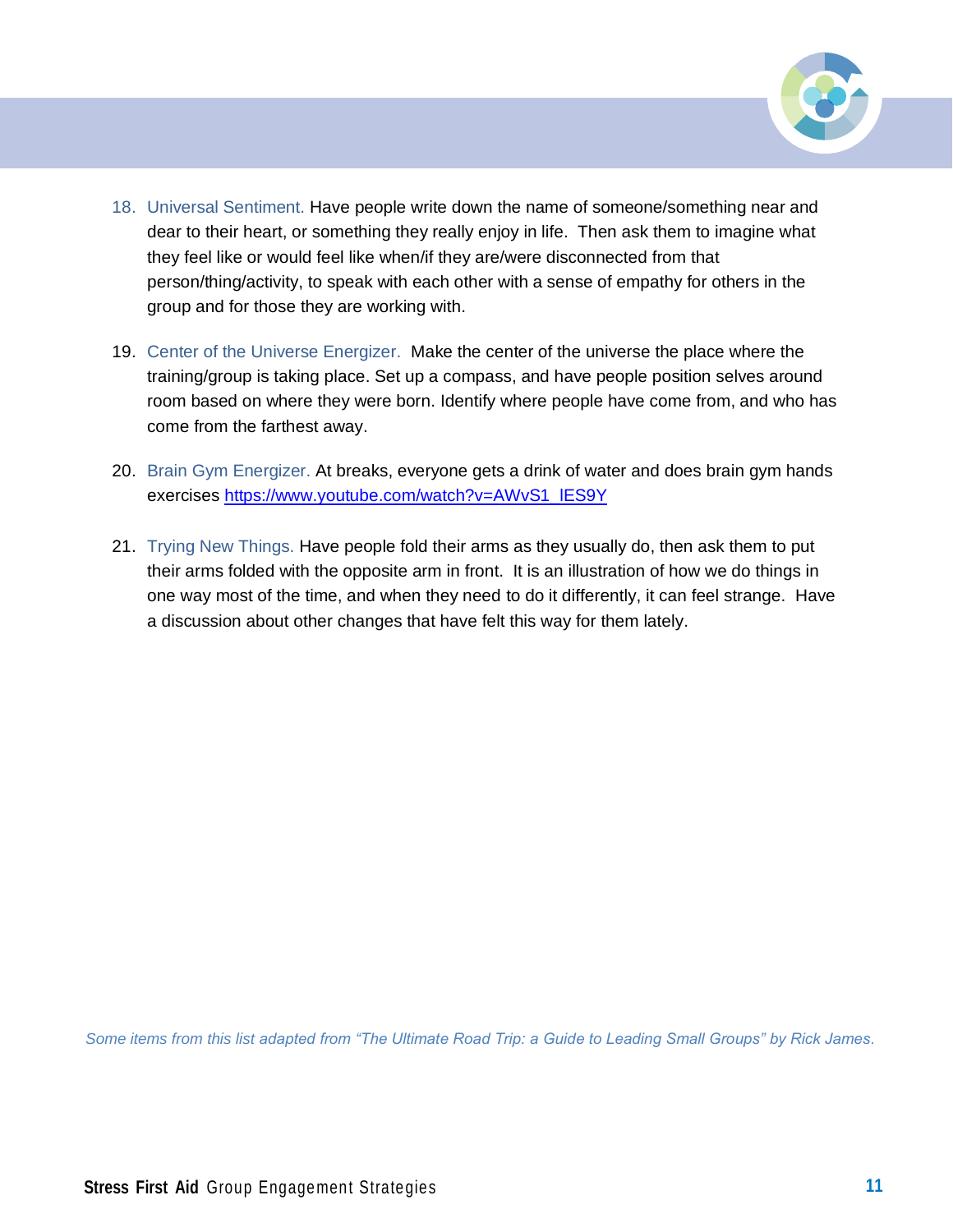18. Universal Sentiment. Have people write down the name of someone/something near and dear to their heart, or something they really enjoy in life. Then ask them to imagine what they feel like or would feel like when/if they are/were disconnected from that person/thing/activity, to speak with each other with a sense of empathy for others in the group and for those they are working with.

19. Center of the Universe Energizer. Make the center of the universe the place where the training/group is taking place. Set up a compass, and have people position selves around room based on where they were born. Identify where people have come from, and who has come from the farthest away.

20. Brain Gym Energizer. At breaks, everyone gets a drink of water and does brain gym hands exercises https://www.youtube.com/watch?v=AWvS1_lES9Y

21. Trying New Things. Have people fold their arms as they usually do, then ask them to put their arms folded with the opposite arm in front. It is an illustration of how we do things in one way most of the time, and when they need to do it differently, it can feel strange. Have a discussion about other changes that have felt this way for them lately.

*Some items from this list adapted from "The Ultimate Road Trip: a Guide to Leading Small Groups" by Rick James.*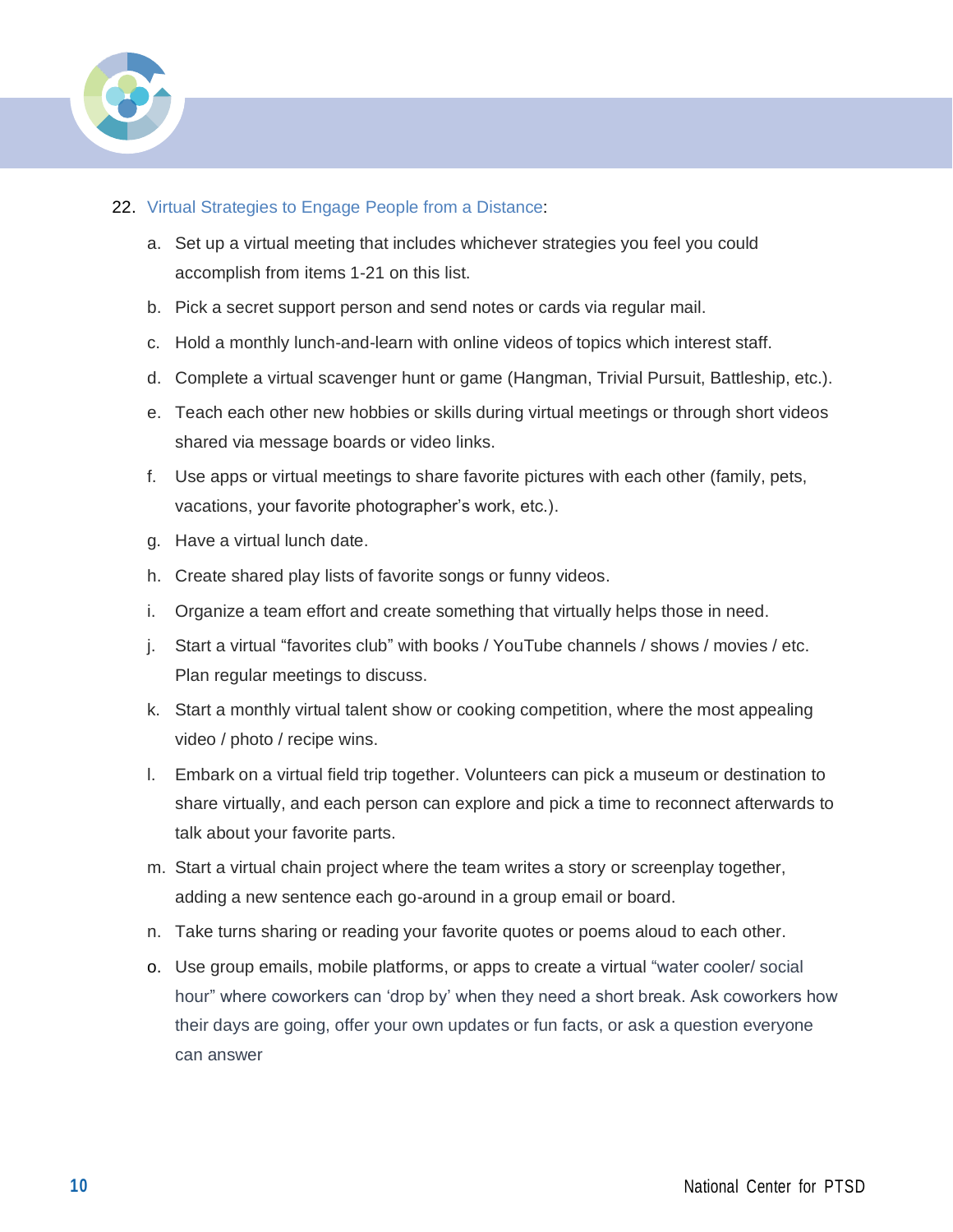22. Virtual Strategies to Engage People from a Distance:

    a. Set up a virtual meeting that includes whichever strategies you feel you could accomplish from items 1-21 on this list.

    b. Pick a secret support person and send notes or cards via regular mail.

    c. Hold a monthly lunch-and-learn with online videos of topics which interest staff.

    d. Complete a virtual scavenger hunt or game (Hangman, Trivial Pursuit, Battleship, etc.).

    e. Teach each other new hobbies or skills during virtual meetings or through short videos shared via message boards or video links.

    f. Use apps or virtual meetings to share favorite pictures with each other (family, pets, vacations, your favorite photographer's work, etc.).

    g. Have a virtual lunch date.

    h. Create shared play lists of favorite songs or funny videos.

    i. Organize a team effort and create something that virtually helps those in need.

    j. Start a virtual "favorites club" with books / YouTube channels / shows / movies / etc. Plan regular meetings to discuss.

    k. Start a monthly virtual talent show or cooking competition, where the most appealing video / photo / recipe wins.

    l. Embark on a virtual field trip together. Volunteers can pick a museum or destination to share virtually, and each person can explore and pick a time to reconnect afterwards to talk about your favorite parts.

    m. Start a virtual chain project where the team writes a story or screenplay together, adding a new sentence each go-around in a group email or board.

    n. Take turns sharing or reading your favorite quotes or poems aloud to each other.

    o. Use group emails, mobile platforms, or apps to create a virtual "water cooler/ social hour" where coworkers can 'drop by' when they need a short break. Ask coworkers how their days are going, offer your own updates or fun facts, or ask a question everyone can answer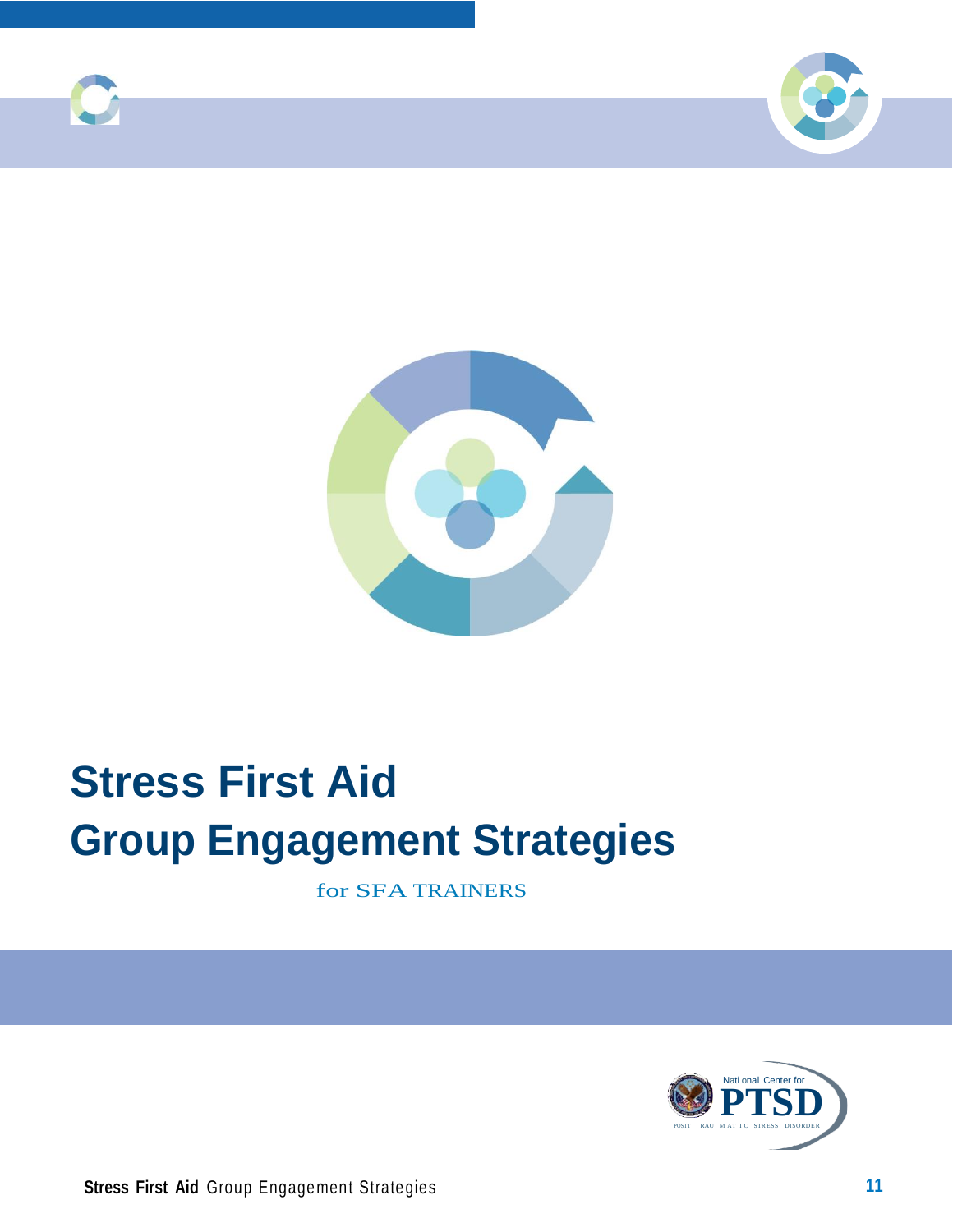# Stress First Aid

# Group Engagement Strategies

for SFA TRAINERS

National Center for PTSD

POSTTRAUMATIC STRESS DISORDER